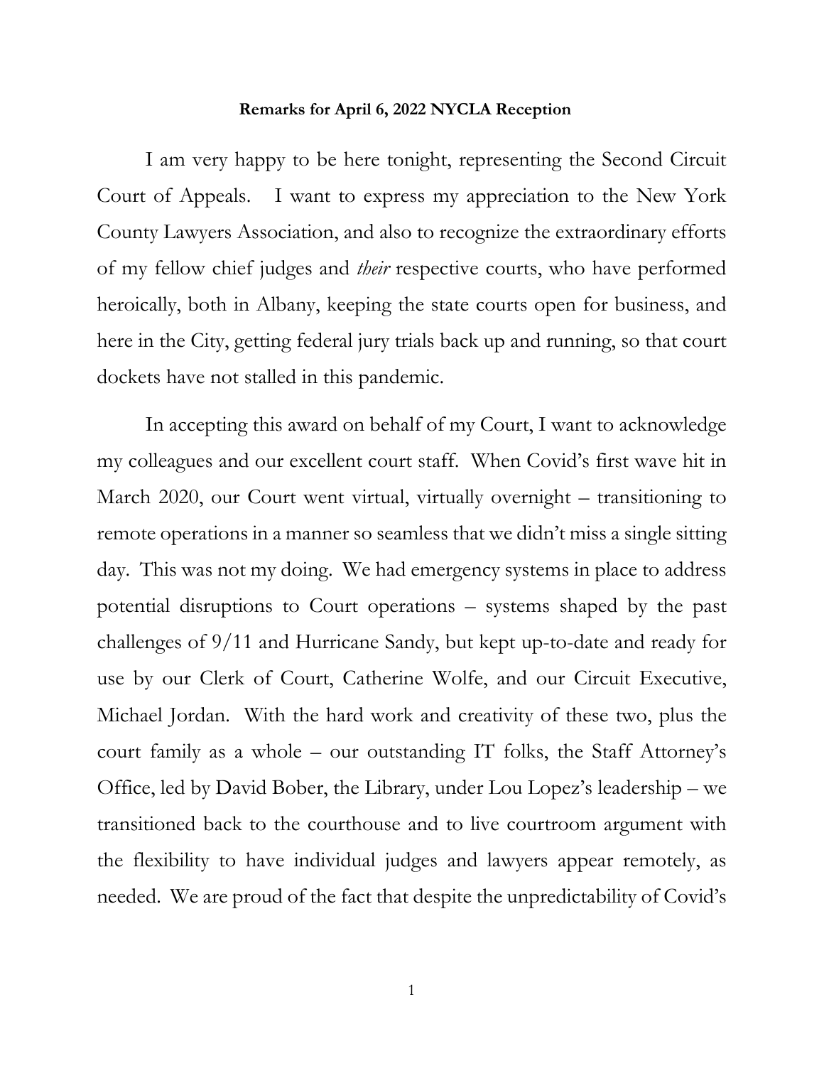**Remarks for April 6, 2022 NYCLA Reception**

I am very happy to be here tonight, representing the Second Circuit Court of Appeals. I want to express my appreciation to the New York County Lawyers Association, and also to recognize the extraordinary efforts of my fellow chief judges and *their* respective courts, who have performed heroically, both in Albany, keeping the state courts open for business, and here in the City, getting federal jury trials back up and running, so that court dockets have not stalled in this pandemic.

In accepting this award on behalf of my Court, I want to acknowledge my colleagues and our excellent court staff. When Covid's first wave hit in March 2020, our Court went virtual, virtually overnight – transitioning to remote operations in a manner so seamless that we didn't miss a single sitting day. This was not my doing. We had emergency systems in place to address potential disruptions to Court operations – systems shaped by the past challenges of 9/11 and Hurricane Sandy, but kept up-to-date and ready for use by our Clerk of Court, Catherine Wolfe, and our Circuit Executive, Michael Jordan. With the hard work and creativity of these two, plus the court family as a whole – our outstanding IT folks, the Staff Attorney's Office, led by David Bober, the Library, under Lou Lopez's leadership – we transitioned back to the courthouse and to live courtroom argument with the flexibility to have individual judges and lawyers appear remotely, as needed. We are proud of the fact that despite the unpredictability of Covid's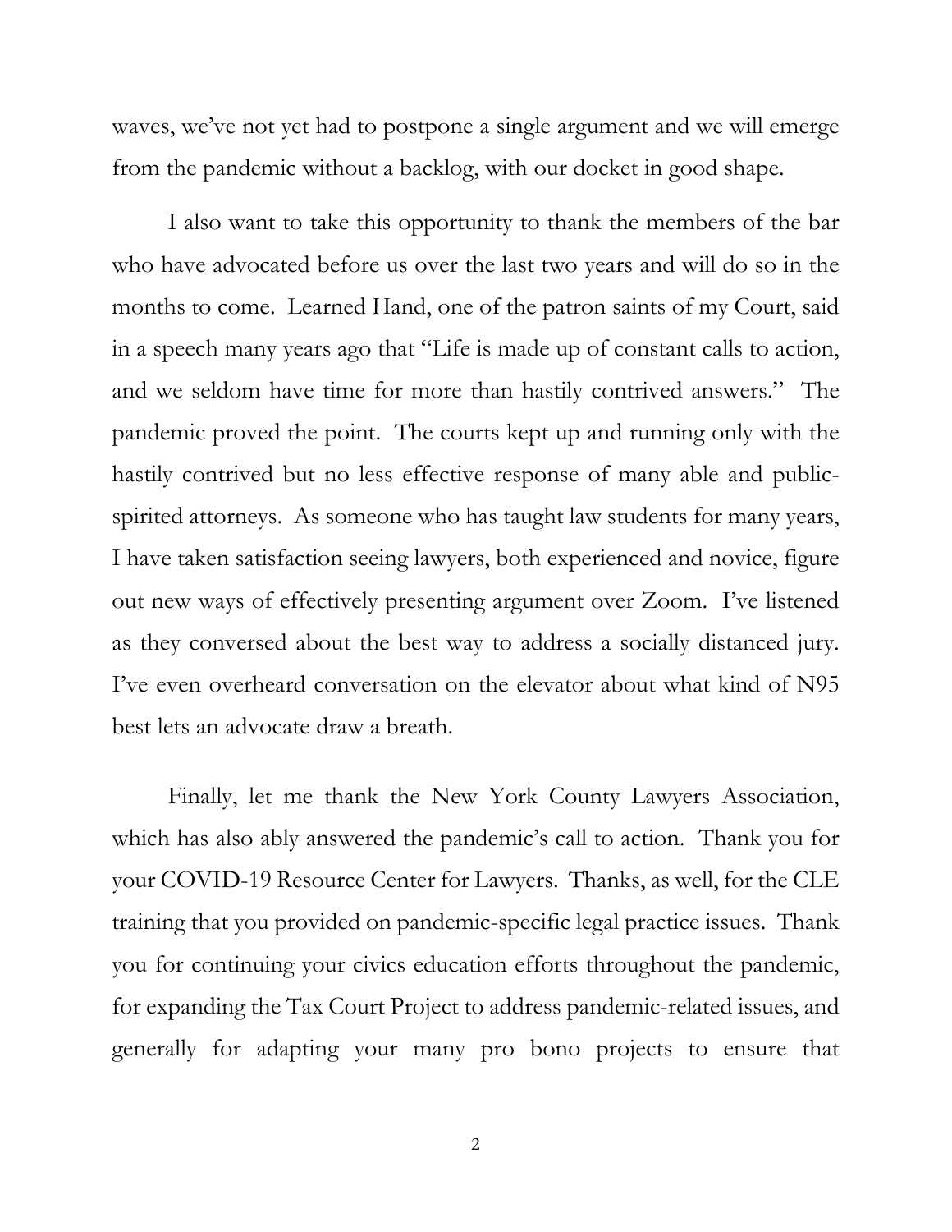waves, we've not yet had to postpone a single argument and we will emerge from the pandemic without a backlog, with our docket in good shape.

I also want to take this opportunity to thank the members of the bar who have advocated before us over the last two years and will do so in the months to come. Learned Hand, one of the patron saints of my Court, said in a speech many years ago that "Life is made up of constant calls to action, and we seldom have time for more than hastily contrived answers." The pandemic proved the point. The courts kept up and running only with the hastily contrived but no less effective response of many able and public-spirited attorneys. As someone who has taught law students for many years, I have taken satisfaction seeing lawyers, both experienced and novice, figure out new ways of effectively presenting argument over Zoom. I've listened as they conversed about the best way to address a socially distanced jury. I've even overheard conversation on the elevator about what kind of N95 best lets an advocate draw a breath.

Finally, let me thank the New York County Lawyers Association, which has also ably answered the pandemic's call to action. Thank you for your COVID-19 Resource Center for Lawyers. Thanks, as well, for the CLE training that you provided on pandemic-specific legal practice issues. Thank you for continuing your civics education efforts throughout the pandemic, for expanding the Tax Court Project to address pandemic-related issues, and generally for adapting your many pro bono projects to ensure that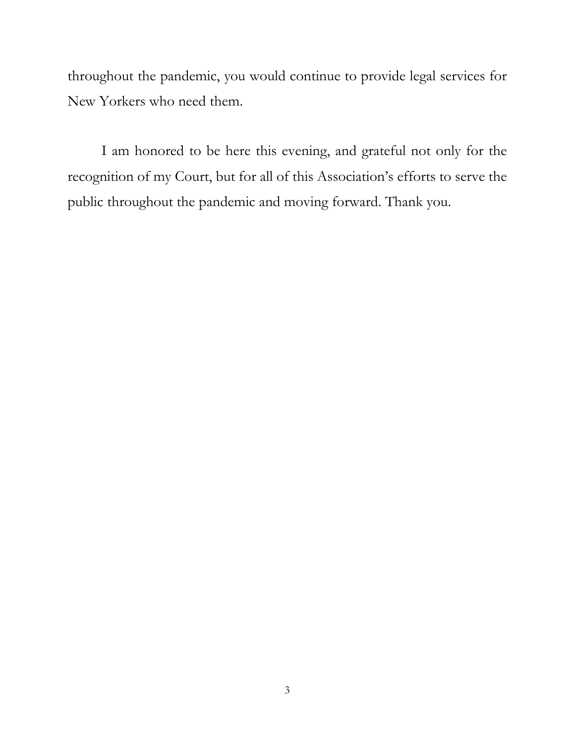throughout the pandemic, you would continue to provide legal services for New Yorkers who need them.

I am honored to be here this evening, and grateful not only for the recognition of my Court, but for all of this Association's efforts to serve the public throughout the pandemic and moving forward. Thank you.